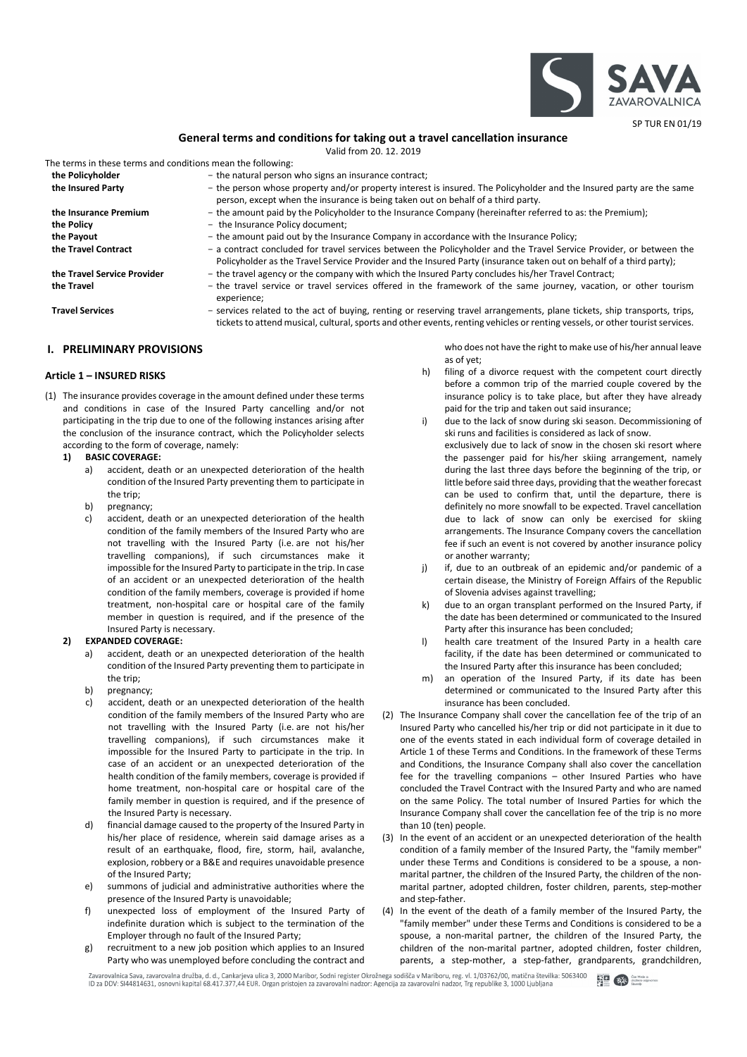SP TUR EN 01/19

# General terms and conditions for taking out a travel cancellation insurance

Valid from 20. 12. 2019

The terms in these terms and conditions mean the following:

| | |
|---|---|
| **the Policyholder** | − the natural person who signs an insurance contract; |
| **the Insured Party** | − the person whose property and/or property interest is insured. The Policyholder and the Insured party are the same person, except when the insurance is being taken out on behalf of a third party. |
| **the Insurance Premium** | − the amount paid by the Policyholder to the Insurance Company (hereinafter referred to as: the Premium); |
| **the Policy** | − the Insurance Policy document; |
| **the Payout** | − the amount paid out by the Insurance Company in accordance with the Insurance Policy; |
| **the Travel Contract** | − a contract concluded for travel services between the Policyholder and the Travel Service Provider, or between the Policyholder as the Travel Service Provider and the Insured Party (insurance taken out on behalf of a third party); |
| **the Travel Service Provider** | − the travel agency or the company with which the Insured Party concludes his/her Travel Contract; |
| **the Travel** | − the travel service or travel services offered in the framework of the same journey, vacation, or other tourism experience; |
| **Travel Services** | − services related to the act of buying, renting or reserving travel arrangements, plane tickets, ship transports, trips, tickets to attend musical, cultural, sports and other events, renting vehicles or renting vessels, or other tourist services. |

## I. PRELIMINARY PROVISIONS

### Article 1 – INSURED RISKS

(1) The insurance provides coverage in the amount defined under these terms and conditions in case of the Insured Party cancelling and/or not participating in the trip due to one of the following instances arising after the conclusion of the insurance contract, which the Policyholder selects according to the form of coverage, namely:

**1) BASIC COVERAGE:**

a) accident, death or an unexpected deterioration of the health condition of the Insured Party preventing them to participate in the trip;

b) pregnancy;

c) accident, death or an unexpected deterioration of the health condition of the family members of the Insured Party who are not travelling with the Insured Party (i.e. are not his/her travelling companions), if such circumstances make it impossible for the Insured Party to participate in the trip. In case of an accident or an unexpected deterioration of the health condition of the family members, coverage is provided if home treatment, non-hospital care or hospital care of the family member in question is required, and if the presence of the Insured Party is necessary.

**2) EXPANDED COVERAGE:**

a) accident, death or an unexpected deterioration of the health condition of the Insured Party preventing them to participate in the trip;

b) pregnancy;

c) accident, death or an unexpected deterioration of the health condition of the family members of the Insured Party who are not travelling with the Insured Party (i.e. are not his/her travelling companions), if such circumstances make it impossible for the Insured Party to participate in the trip. In case of an accident or an unexpected deterioration of the health condition of the family members, coverage is provided if home treatment, non-hospital care or hospital care of the family member in question is required, and if the presence of the Insured Party is necessary.

d) financial damage caused to the property of the Insured Party in his/her place of residence, wherein said damage arises as a result of an earthquake, flood, fire, storm, hail, avalanche, explosion, robbery or a B&E and requires unavoidable presence of the Insured Party;

e) summons of judicial and administrative authorities where the presence of the Insured Party is unavoidable;

f) unexpected loss of employment of the Insured Party of indefinite duration which is subject to the termination of the Employer through no fault of the Insured Party;

g) recruitment to a new job position which applies to an Insured Party who was unemployed before concluding the contract and who does not have the right to make use of his/her annual leave as of yet;

h) filing of a divorce request with the competent court directly before a common trip of the married couple covered by the insurance policy is to take place, but after they have already paid for the trip and taken out said insurance;

i) due to the lack of snow during ski season. Decommissioning of ski runs and facilities is considered as lack of snow.
exclusively due to lack of snow in the chosen ski resort where the passenger paid for his/her skiing arrangement, namely during the last three days before the beginning of the trip, or little before said three days, providing that the weather forecast can be used to confirm that, until the departure, there is definitely no more snowfall to be expected. Travel cancellation due to lack of snow can only be exercised for skiing arrangements. The Insurance Company covers the cancellation fee if such an event is not covered by another insurance policy or another warranty;

j) if, due to an outbreak of an epidemic and/or pandemic of a certain disease, the Ministry of Foreign Affairs of the Republic of Slovenia advises against travelling;

k) due to an organ transplant performed on the Insured Party, if the date has been determined or communicated to the Insured Party after this insurance has been concluded;

l) health care treatment of the Insured Party in a health care facility, if the date has been determined or communicated to the Insured Party after this insurance has been concluded;

m) an operation of the Insured Party, if its date has been determined or communicated to the Insured Party after this insurance has been concluded.

(2) The Insurance Company shall cover the cancellation fee of the trip of an Insured Party who cancelled his/her trip or did not participate in it due to one of the events stated in each individual form of coverage detailed in Article 1 of these Terms and Conditions. In the framework of these Terms and Conditions, the Insurance Company shall also cover the cancellation fee for the travelling companions – other Insured Parties who have concluded the Travel Contract with the Insured Party and who are named on the same Policy. The total number of Insured Parties for which the Insurance Company shall cover the cancellation fee of the trip is no more than 10 (ten) people.

(3) In the event of an accident or an unexpected deterioration of the health condition of a family member of the Insured Party, the "family member" under these Terms and Conditions is considered to be a spouse, a non-marital partner, the children of the Insured Party, the children of the non-marital partner, adopted children, foster children, parents, step-mother and step-father.

(4) In the event of the death of a family member of the Insured Party, the "family member" under these Terms and Conditions is considered to be a spouse, a non-marital partner, the children of the Insured Party, the children of the non-marital partner, adopted children, foster children, parents, a step-mother, a step-father, grandparents, grandchildren,

Zavarovalnica Sava, zavarovalna družba, d. d., Cankarjeva ulica 3, 2000 Maribor, Sodni register Okrožnega sodišča v Mariboru, reg. vl. 1/03762/00, matična številka: 5063400
ID za DDV: SI44814631, osnovni kapital 68.417.377,44 EUR. Organ pristojen za zavarovalni nadzor: Agencija za zavarovalni nadzor, Trg republike 3, 1000 Ljubljana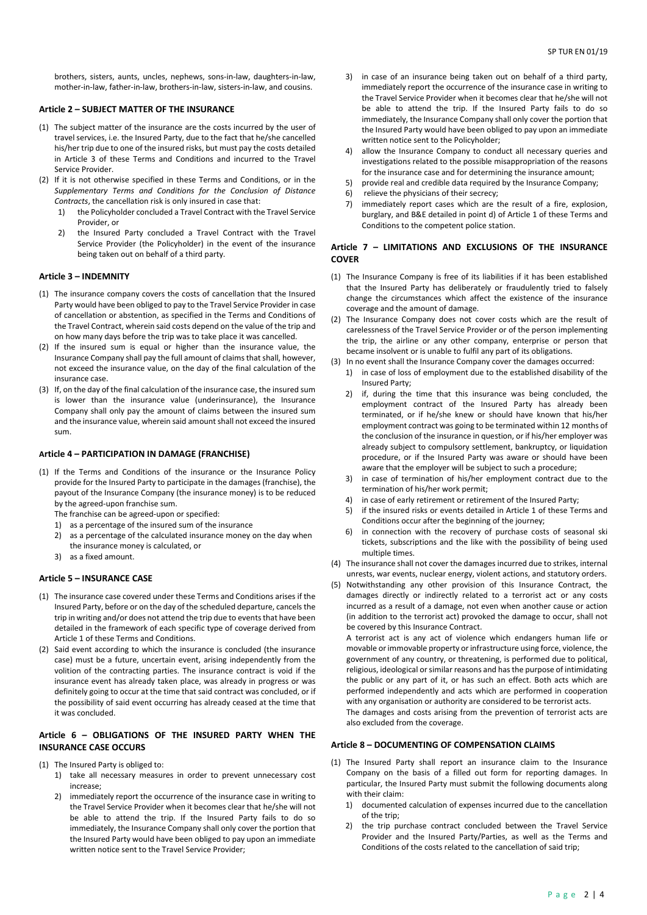brothers, sisters, aunts, uncles, nephews, sons-in-law, daughters-in-law, mother-in-law, father-in-law, brothers-in-law, sisters-in-law, and cousins.

### Article 2 – SUBJECT MATTER OF THE INSURANCE

(1) The subject matter of the insurance are the costs incurred by the user of travel services, i.e. the Insured Party, due to the fact that he/she cancelled his/her trip due to one of the insured risks, but must pay the costs detailed in Article 3 of these Terms and Conditions and incurred to the Travel Service Provider.

(2) If it is not otherwise specified in these Terms and Conditions, or in the *Supplementary Terms and Conditions for the Conclusion of Distance Contracts*, the cancellation risk is only insured in case that:
   1) the Policyholder concluded a Travel Contract with the Travel Service Provider, or
   2) the Insured Party concluded a Travel Contract with the Travel Service Provider (the Policyholder) in the event of the insurance being taken out on behalf of a third party.

### Article 3 – INDEMNITY

(1) The insurance company covers the costs of cancellation that the Insured Party would have been obliged to pay to the Travel Service Provider in case of cancellation or abstention, as specified in the Terms and Conditions of the Travel Contract, wherein said costs depend on the value of the trip and on how many days before the trip was to take place it was cancelled.

(2) If the insured sum is equal or higher than the insurance value, the Insurance Company shall pay the full amount of claims that shall, however, not exceed the insurance value, on the day of the final calculation of the insurance case.

(3) If, on the day of the final calculation of the insurance case, the insured sum is lower than the insurance value (underinsurance), the Insurance Company shall only pay the amount of claims between the insured sum and the insurance value, wherein said amount shall not exceed the insured sum.

### Article 4 – PARTICIPATION IN DAMAGE (FRANCHISE)

(1) If the Terms and Conditions of the insurance or the Insurance Policy provide for the Insured Party to participate in the damages (franchise), the payout of the Insurance Company (the insurance money) is to be reduced by the agreed-upon franchise sum.

   The franchise can be agreed-upon or specified:
   1) as a percentage of the insured sum of the insurance
   2) as a percentage of the calculated insurance money on the day when the insurance money is calculated, or
   3) as a fixed amount.

### Article 5 – INSURANCE CASE

(1) The insurance case covered under these Terms and Conditions arises if the Insured Party, before or on the day of the scheduled departure, cancels the trip in writing and/or does not attend the trip due to events that have been detailed in the framework of each specific type of coverage derived from Article 1 of these Terms and Conditions.

(2) Said event according to which the insurance is concluded (the insurance case) must be a future, uncertain event, arising independently from the volition of the contracting parties. The insurance contract is void if the insurance event has already taken place, was already in progress or was definitely going to occur at the time that said contract was concluded, or if the possibility of said event occurring has already ceased at the time that it was concluded.

### Article 6 – OBLIGATIONS OF THE INSURED PARTY WHEN THE INSURANCE CASE OCCURS

(1) The Insured Party is obliged to:
   1) take all necessary measures in order to prevent unnecessary cost increase;
   2) immediately report the occurrence of the insurance case in writing to the Travel Service Provider when it becomes clear that he/she will not be able to attend the trip. If the Insured Party fails to do so immediately, the Insurance Company shall only cover the portion that the Insured Party would have been obliged to pay upon an immediate written notice sent to the Travel Service Provider;
   3) in case of an insurance being taken out on behalf of a third party, immediately report the occurrence of the insurance case in writing to the Travel Service Provider when it becomes clear that he/she will not be able to attend the trip. If the Insured Party fails to do so immediately, the Insurance Company shall only cover the portion that the Insured Party would have been obliged to pay upon an immediate written notice sent to the Policyholder;
   4) allow the Insurance Company to conduct all necessary queries and investigations related to the possible misappropriation of the reasons for the insurance case and for determining the insurance amount;
   5) provide real and credible data required by the Insurance Company;
   6) relieve the physicians of their secrecy;
   7) immediately report cases which are the result of a fire, explosion, burglary, and B&E detailed in point d) of Article 1 of these Terms and Conditions to the competent police station.

### Article 7 – LIMITATIONS AND EXCLUSIONS OF THE INSURANCE COVER

(1) The Insurance Company is free of its liabilities if it has been established that the Insured Party has deliberately or fraudulently tried to falsely change the circumstances which affect the existence of the insurance coverage and the amount of damage.

(2) The Insurance Company does not cover costs which are the result of carelessness of the Travel Service Provider or of the person implementing the trip, the airline or any other company, enterprise or person that became insolvent or is unable to fulfil any part of its obligations.

(3) In no event shall the Insurance Company cover the damages occurred:
   1) in case of loss of employment due to the established disability of the Insured Party;
   2) if, during the time that this insurance was being concluded, the employment contract of the Insured Party has already been terminated, or if he/she knew or should have known that his/her employment contract was going to be terminated within 12 months of the conclusion of the insurance in question, or if his/her employer was already subject to compulsory settlement, bankruptcy, or liquidation procedure, or if the Insured Party was aware or should have been aware that the employer will be subject to such a procedure;
   3) in case of termination of his/her employment contract due to the termination of his/her work permit;
   4) in case of early retirement or retirement of the Insured Party;
   5) if the insured risks or events detailed in Article 1 of these Terms and Conditions occur after the beginning of the journey;
   6) in connection with the recovery of purchase costs of seasonal ski tickets, subscriptions and the like with the possibility of being used multiple times.

(4) The insurance shall not cover the damages incurred due to strikes, internal unrests, war events, nuclear energy, violent actions, and statutory orders.

(5) Notwithstanding any other provision of this Insurance Contract, the damages directly or indirectly related to a terrorist act or any costs incurred as a result of a damage, not even when another cause or action (in addition to the terrorist act) provoked the damage to occur, shall not be covered by this Insurance Contract.

   A terrorist act is any act of violence which endangers human life or movable or immovable property or infrastructure using force, violence, the government of any country, or threatening, is performed due to political, religious, ideological or similar reasons and has the purpose of intimidating the public or any part of it, or has such an effect. Both acts which are performed independently and acts which are performed in cooperation with any organisation or authority are considered to be terrorist acts.

   The damages and costs arising from the prevention of terrorist acts are also excluded from the coverage.

### Article 8 – DOCUMENTING OF COMPENSATION CLAIMS

(1) The Insured Party shall report an insurance claim to the Insurance Company on the basis of a filled out form for reporting damages. In particular, the Insured Party must submit the following documents along with their claim:
   1) documented calculation of expenses incurred due to the cancellation of the trip;
   2) the trip purchase contract concluded between the Travel Service Provider and the Insured Party/Parties, as well as the Terms and Conditions of the costs related to the cancellation of said trip;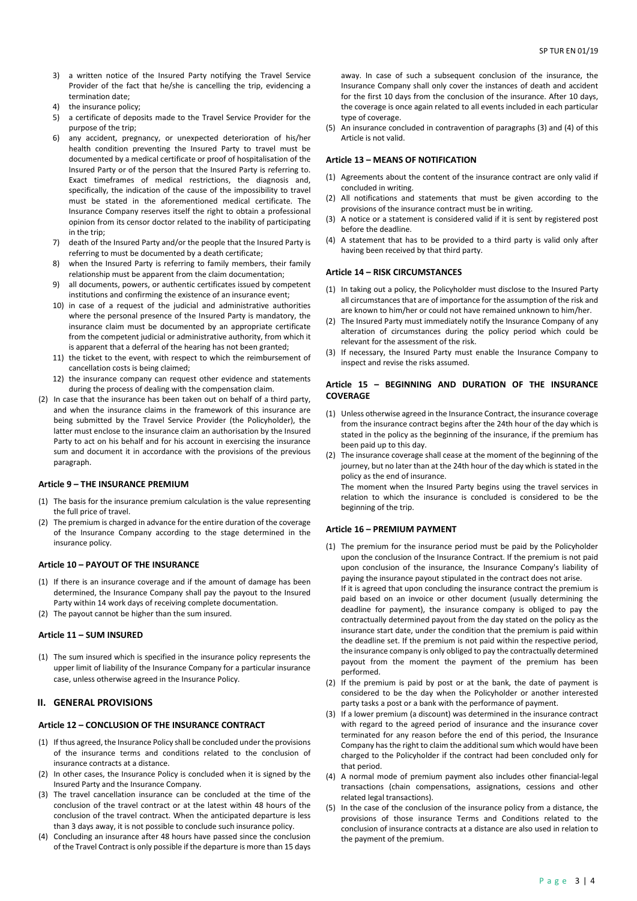3) a written notice of the Insured Party notifying the Travel Service Provider of the fact that he/she is cancelling the trip, evidencing a termination date;
4) the insurance policy;
5) a certificate of deposits made to the Travel Service Provider for the purpose of the trip;
6) any accident, pregnancy, or unexpected deterioration of his/her health condition preventing the Insured Party to travel must be documented by a medical certificate or proof of hospitalisation of the Insured Party or of the person that the Insured Party is referring to. Exact timeframes of medical restrictions, the diagnosis and, specifically, the indication of the cause of the impossibility to travel must be stated in the aforementioned medical certificate. The Insurance Company reserves itself the right to obtain a professional opinion from its censor doctor related to the inability of participating in the trip;
7) death of the Insured Party and/or the people that the Insured Party is referring to must be documented by a death certificate;
8) when the Insured Party is referring to family members, their family relationship must be apparent from the claim documentation;
9) all documents, powers, or authentic certificates issued by competent institutions and confirming the existence of an insurance event;
10) in case of a request of the judicial and administrative authorities where the personal presence of the Insured Party is mandatory, the insurance claim must be documented by an appropriate certificate from the competent judicial or administrative authority, from which it is apparent that a deferral of the hearing has not been granted;
11) the ticket to the event, with respect to which the reimbursement of cancellation costs is being claimed;
12) the insurance company can request other evidence and statements during the process of dealing with the compensation claim.

(2) In case that the insurance has been taken out on behalf of a third party, and when the insurance claims in the framework of this insurance are being submitted by the Travel Service Provider (the Policyholder), the latter must enclose to the insurance claim an authorisation by the Insured Party to act on his behalf and for his account in exercising the insurance sum and document it in accordance with the provisions of the previous paragraph.

### Article 9 – THE INSURANCE PREMIUM

(1) The basis for the insurance premium calculation is the value representing the full price of travel.
(2) The premium is charged in advance for the entire duration of the coverage of the Insurance Company according to the stage determined in the insurance policy.

### Article 10 – PAYOUT OF THE INSURANCE

(1) If there is an insurance coverage and if the amount of damage has been determined, the Insurance Company shall pay the payout to the Insured Party within 14 work days of receiving complete documentation.
(2) The payout cannot be higher than the sum insured.

### Article 11 – SUM INSURED

(1) The sum insured which is specified in the insurance policy represents the upper limit of liability of the Insurance Company for a particular insurance case, unless otherwise agreed in the Insurance Policy.

## II. GENERAL PROVISIONS

### Article 12 – CONCLUSION OF THE INSURANCE CONTRACT

(1) If thus agreed, the Insurance Policy shall be concluded under the provisions of the insurance terms and conditions related to the conclusion of insurance contracts at a distance.
(2) In other cases, the Insurance Policy is concluded when it is signed by the Insured Party and the Insurance Company.
(3) The travel cancellation insurance can be concluded at the time of the conclusion of the travel contract or at the latest within 48 hours of the conclusion of the travel contract. When the anticipated departure is less than 3 days away, it is not possible to conclude such insurance policy.
(4) Concluding an insurance after 48 hours have passed since the conclusion of the Travel Contract is only possible if the departure is more than 15 days away. In case of such a subsequent conclusion of the insurance, the Insurance Company shall only cover the instances of death and accident for the first 10 days from the conclusion of the insurance. After 10 days, the coverage is once again related to all events included in each particular type of coverage.
(5) An insurance concluded in contravention of paragraphs (3) and (4) of this Article is not valid.

### Article 13 – MEANS OF NOTIFICATION

(1) Agreements about the content of the insurance contract are only valid if concluded in writing.
(2) All notifications and statements that must be given according to the provisions of the insurance contract must be in writing.
(3) A notice or a statement is considered valid if it is sent by registered post before the deadline.
(4) A statement that has to be provided to a third party is valid only after having been received by that third party.

### Article 14 – RISK CIRCUMSTANCES

(1) In taking out a policy, the Policyholder must disclose to the Insured Party all circumstances that are of importance for the assumption of the risk and are known to him/her or could not have remained unknown to him/her.
(2) The Insured Party must immediately notify the Insurance Company of any alteration of circumstances during the policy period which could be relevant for the assessment of the risk.
(3) If necessary, the Insured Party must enable the Insurance Company to inspect and revise the risks assumed.

### Article 15 – BEGINNING AND DURATION OF THE INSURANCE COVERAGE

(1) Unless otherwise agreed in the Insurance Contract, the insurance coverage from the insurance contract begins after the 24th hour of the day which is stated in the policy as the beginning of the insurance, if the premium has been paid up to this day.
(2) The insurance coverage shall cease at the moment of the beginning of the journey, but no later than at the 24th hour of the day which is stated in the policy as the end of insurance.
The moment when the Insured Party begins using the travel services in relation to which the insurance is concluded is considered to be the beginning of the trip.

### Article 16 – PREMIUM PAYMENT

(1) The premium for the insurance period must be paid by the Policyholder upon the conclusion of the Insurance Contract. If the premium is not paid upon conclusion of the insurance, the Insurance Company's liability of paying the insurance payout stipulated in the contract does not arise.
If it is agreed that upon concluding the insurance contract the premium is paid based on an invoice or other document (usually determining the deadline for payment), the insurance company is obliged to pay the contractually determined payout from the day stated on the policy as the insurance start date, under the condition that the premium is paid within the deadline set. If the premium is not paid within the respective period, the insurance company is only obliged to pay the contractually determined payout from the moment the payment of the premium has been performed.
(2) If the premium is paid by post or at the bank, the date of payment is considered to be the day when the Policyholder or another interested party tasks a post or a bank with the performance of payment.
(3) If a lower premium (a discount) was determined in the insurance contract with regard to the agreed period of insurance and the insurance cover terminated for any reason before the end of this period, the Insurance Company has the right to claim the additional sum which would have been charged to the Policyholder if the contract had been concluded only for that period.
(4) A normal mode of premium payment also includes other financial-legal transactions (chain compensations, assignations, cessions and other related legal transactions).
(5) In the case of the conclusion of the insurance policy from a distance, the provisions of those insurance Terms and Conditions related to the conclusion of insurance contracts at a distance are also used in relation to the payment of the premium.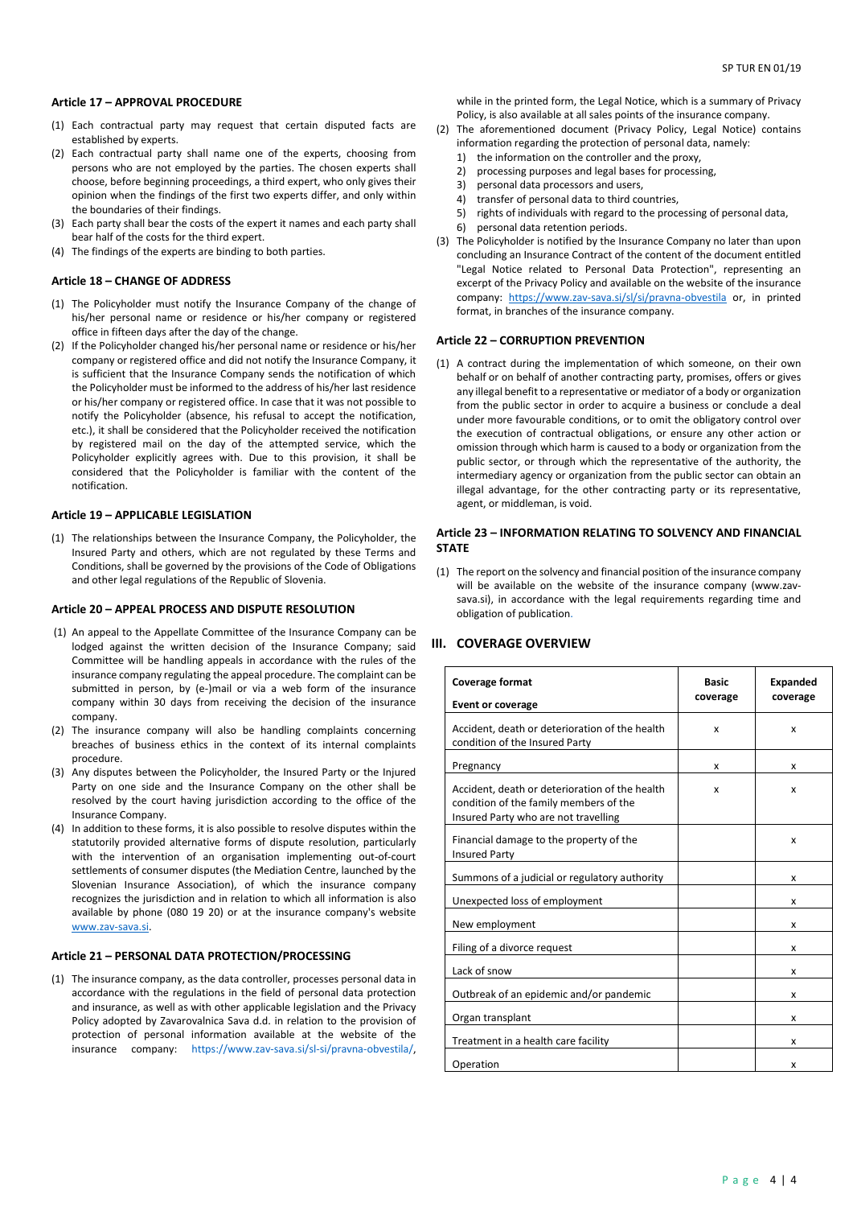### Article 17 – APPROVAL PROCEDURE

(1) Each contractual party may request that certain disputed facts are established by experts.
(2) Each contractual party shall name one of the experts, choosing from persons who are not employed by the parties. The chosen experts shall choose, before beginning proceedings, a third expert, who only gives their opinion when the findings of the first two experts differ, and only within the boundaries of their findings.
(3) Each party shall bear the costs of the expert it names and each party shall bear half of the costs for the third expert.
(4) The findings of the experts are binding to both parties.

### Article 18 – CHANGE OF ADDRESS

(1) The Policyholder must notify the Insurance Company of the change of his/her personal name or residence or his/her company or registered office in fifteen days after the day of the change.
(2) If the Policyholder changed his/her personal name or residence or his/her company or registered office and did not notify the Insurance Company, it is sufficient that the Insurance Company sends the notification of which the Policyholder must be informed to the address of his/her last residence or his/her company or registered office. In case that it was not possible to notify the Policyholder (absence, his refusal to accept the notification, etc.), it shall be considered that the Policyholder received the notification by registered mail on the day of the attempted service, which the Policyholder explicitly agrees with. Due to this provision, it shall be considered that the Policyholder is familiar with the content of the notification.

### Article 19 – APPLICABLE LEGISLATION

(1) The relationships between the Insurance Company, the Policyholder, the Insured Party and others, which are not regulated by these Terms and Conditions, shall be governed by the provisions of the Code of Obligations and other legal regulations of the Republic of Slovenia.

### Article 20 – APPEAL PROCESS AND DISPUTE RESOLUTION

(1) An appeal to the Appellate Committee of the Insurance Company can be lodged against the written decision of the Insurance Company; said Committee will be handling appeals in accordance with the rules of the insurance company regulating the appeal procedure. The complaint can be submitted in person, by (e-)mail or via a web form of the insurance company within 30 days from receiving the decision of the insurance company.
(2) The insurance company will also be handling complaints concerning breaches of business ethics in the context of its internal complaints procedure.
(3) Any disputes between the Policyholder, the Insured Party or the Injured Party on one side and the Insurance Company on the other shall be resolved by the court having jurisdiction according to the office of the Insurance Company.
(4) In addition to these forms, it is also possible to resolve disputes within the statutorily provided alternative forms of dispute resolution, particularly with the intervention of an organisation implementing out-of-court settlements of consumer disputes (the Mediation Centre, launched by the Slovenian Insurance Association), of which the insurance company recognizes the jurisdiction and in relation to which all information is also available by phone (080 19 20) or at the insurance company's website www.zav-sava.si.

### Article 21 – PERSONAL DATA PROTECTION/PROCESSING

(1) The insurance company, as the data controller, processes personal data in accordance with the regulations in the field of personal data protection and insurance, as well as with other applicable legislation and the Privacy Policy adopted by Zavarovalnica Sava d.d. in relation to the provision of protection of personal information available at the website of the insurance company: https://www.zav-sava.si/sl-si/pravna-obvestila/, while in the printed form, the Legal Notice, which is a summary of Privacy Policy, is also available at all sales points of the insurance company.
(2) The aforementioned document (Privacy Policy, Legal Notice) contains information regarding the protection of personal data, namely:
    1) the information on the controller and the proxy,
    2) processing purposes and legal bases for processing,
    3) personal data processors and users,
    4) transfer of personal data to third countries,
    5) rights of individuals with regard to the processing of personal data,
    6) personal data retention periods.
(3) The Policyholder is notified by the Insurance Company no later than upon concluding an Insurance Contract of the content of the document entitled "Legal Notice related to Personal Data Protection", representing an excerpt of the Privacy Policy and available on the website of the insurance company: https://www.zav-sava.si/sl/si/pravna-obvestila or, in printed format, in branches of the insurance company.

### Article 22 – CORRUPTION PREVENTION

(1) A contract during the implementation of which someone, on their own behalf or on behalf of another contracting party, promises, offers or gives any illegal benefit to a representative or mediator of a body or organization from the public sector in order to acquire a business or conclude a deal under more favourable conditions, or to omit the obligatory control over the execution of contractual obligations, or ensure any other action or omission through which harm is caused to a body or organization from the public sector, or through which the representative of the authority, the intermediary agency or organization from the public sector can obtain an illegal advantage, for the other contracting party or its representative, agent, or middleman, is void.

### Article 23 – INFORMATION RELATING TO SOLVENCY AND FINANCIAL STATE

(1) The report on the solvency and financial position of the insurance company will be available on the website of the insurance company (www.zav-sava.si), in accordance with the legal requirements regarding time and obligation of publication.

## III. COVERAGE OVERVIEW

| Coverage format<br>Event or coverage | Basic coverage | Expanded coverage |
|---|---|---|
| Accident, death or deterioration of the health condition of the Insured Party | x | x |
| Pregnancy | x | x |
| Accident, death or deterioration of the health condition of the family members of the Insured Party who are not travelling | x | x |
| Financial damage to the property of the Insured Party | | x |
| Summons of a judicial or regulatory authority | | x |
| Unexpected loss of employment | | x |
| New employment | | x |
| Filing of a divorce request | | x |
| Lack of snow | | x |
| Outbreak of an epidemic and/or pandemic | | x |
| Organ transplant | | x |
| Treatment in a health care facility | | x |
| Operation | | x |